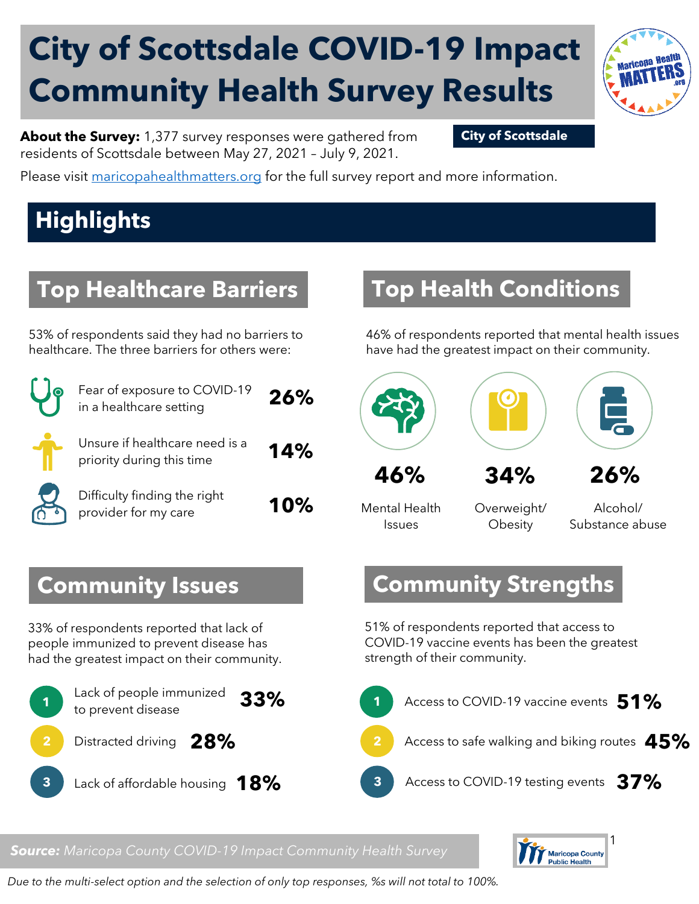# City of Scottsdale COVID-19 Impact Community Health Survey Results

**City of Scottsdale**

**About the Survey:** 1,377 survey responses were gathered from residents of Scottsdale between May 27, 2021 – July 9, 2021.

Please visit maricopahealthmatters.org for the full survey report and more information.

## Highlights

### Top Healthcare Barriers

53% of respondents said they had no barriers to healthcare. The three barriers for others were:

- Fear of exposure to COVID-19 in a healthcare setting **26%**
- Unsure if healthcare need is a priority during this time **14%**
- Difficulty finding the right provider for my care **10%**

### Top Health Conditions

46% of respondents reported that mental health issues have had the greatest impact on their community.

- **46%** Mental Health Issues
- **34%** Overweight/ Obesity
- **26%** Alcohol/ Substance abuse

### Community Issues

33% of respondents reported that lack of people immunized to prevent disease has had the greatest impact on their community.

1. Lack of people immunized to prevent disease **33%**
2. Distracted driving **28%**
3. Lack of affordable housing **18%**

### Community Strengths

51% of respondents reported that access to COVID-19 vaccine events has been the greatest strength of their community.

1. Access to COVID-19 vaccine events **51%**
2. Access to safe walking and biking routes **45%**
3. Access to COVID-19 testing events **37%**

***Source:*** *Maricopa County COVID-19 Impact Community Health Survey*

*Due to the multi-select option and the selection of only top responses, %s will not total to 100%.*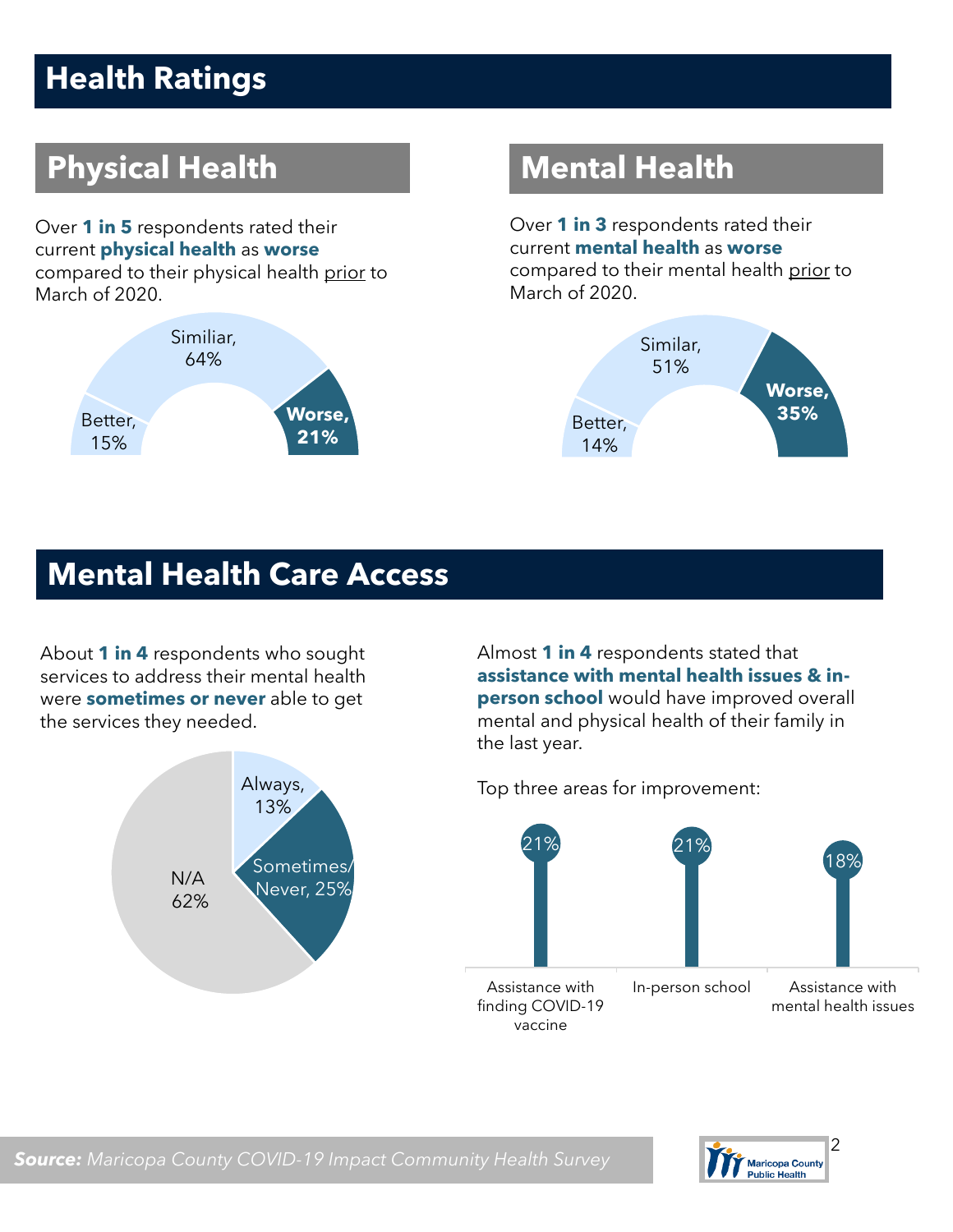# Health Ratings

## Physical Health

Over **1 in 5** respondents rated their current **physical health** as **worse** compared to their physical health prior to March of 2020.

Similiar, 64%

Better, 15%

**Worse, 21%**

## Mental Health

Over **1 in 3** respondents rated their current **mental health** as **worse** compared to their mental health prior to March of 2020.

Similar, 51%

Better, 14%

**Worse, 35%**

# Mental Health Care Access

About **1 in 4** respondents who sought services to address their mental health were **sometimes or never** able to get the services they needed.

Always, 13%

Sometimes/Never, 25%

N/A 62%

Almost **1 in 4** respondents stated that **assistance with mental health issues & in-person school** would have improved overall mental and physical health of their family in the last year.

Top three areas for improvement:

| Assistance with finding COVID-19 vaccine | In-person school | Assistance with mental health issues |
|---|---|---|
| 21% | 21% | 18% |

***Source:*** *Maricopa County COVID-19 Impact Community Health Survey*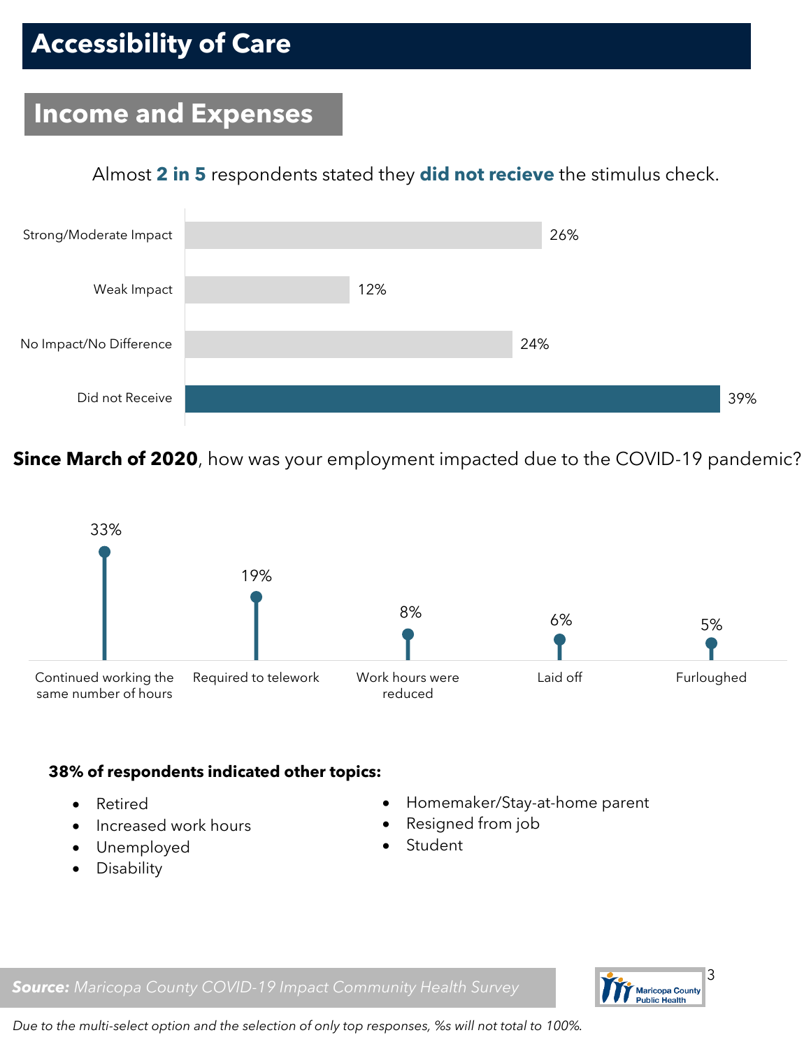# Accessibility of Care

## Income and Expenses

Almost **2 in 5** respondents stated they **did not recieve** the stimulus check.

| Response | % |
|---|---|
| Strong/Moderate Impact | 26% |
| Weak Impact | 12% |
| No Impact/No Difference | 24% |
| Did not Receive | 39% |

**Since March of 2020**, how was your employment impacted due to the COVID-19 pandemic?

| Response | % |
|---|---|
| Continued working the same number of hours | 33% |
| Required to telework | 19% |
| Work hours were reduced | 8% |
| Laid off | 6% |
| Furloughed | 5% |

**38% of respondents indicated other topics:**

- Retired
- Increased work hours
- Unemployed
- Disability
- Homemaker/Stay-at-home parent
- Resigned from job
- Student

***Source:*** *Maricopa County COVID-19 Impact Community Health Survey*

*Due to the multi-select option and the selection of only top responses, %s will not total to 100%.*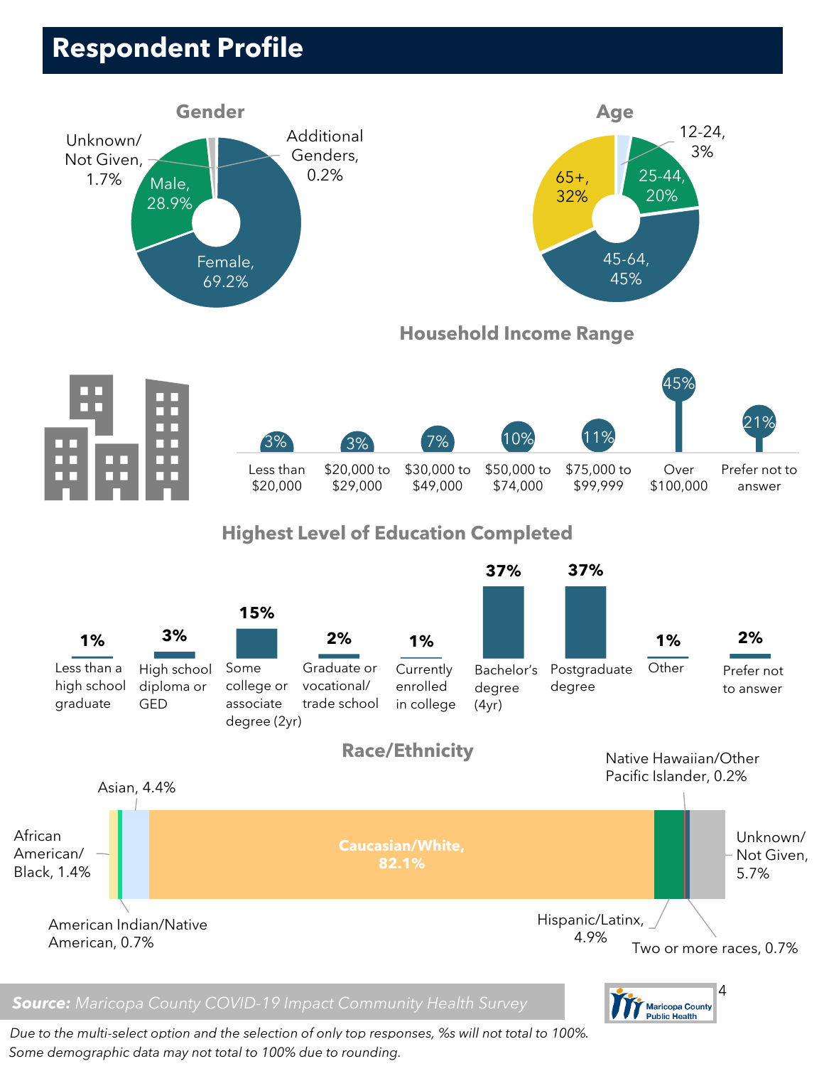# Respondent Profile

## Gender

Unknown/ Not Given, 1.7%

Additional Genders, 0.2%

Male, 28.9%

Female, 69.2%

## Age

12-24, 3%

25-44, 20%

45-64, 45%

65+, 32%

## Household Income Range

3% Less than $20,000

3% $20,000 to $29,000

7% $30,000 to $49,000

10% $50,000 to $74,000

11% $75,000 to $99,999

45% Over $100,000

21% Prefer not to answer

## Highest Level of Education Completed

1% Less than a high school graduate

3% High school diploma or GED

15% Some college or associate degree (2yr)

2% Graduate or vocational/ trade school

1% Currently enrolled in college

37% Bachelor's degree (4yr)

37% Postgraduate degree

1% Other

2% Prefer not to answer

## Race/Ethnicity

Asian, 4.4%

African American/ Black, 1.4%

American Indian/Native American, 0.7%

Caucasian/White, 82.1%

Native Hawaiian/Other Pacific Islander, 0.2%

Hispanic/Latinx, 4.9%

Two or more races, 0.7%

Unknown/ Not Given, 5.7%

***Source:*** *Maricopa County COVID-19 Impact Community Health Survey*

Maricopa County Public Health

*Due to the multi-select option and the selection of only top responses, %s will not total to 100%.*
*Some demographic data may not total to 100% due to rounding.*